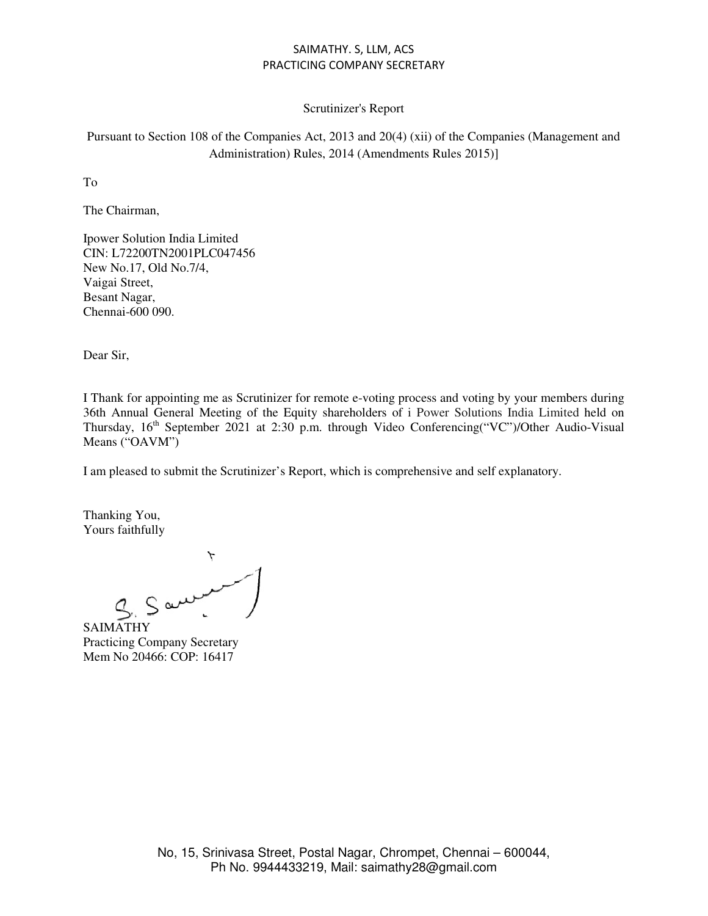SAIMATHY. S, LLM, ACS
PRACTICING COMPANY SECRETARY

Scrutinizer's Report

Pursuant to Section 108 of the Companies Act, 2013 and 20(4) (xii) of the Companies (Management and Administration) Rules, 2014 (Amendments Rules 2015)]

To

The Chairman,

Ipower Solution India Limited
CIN: L72200TN2001PLC047456
New No.17, Old No.7/4,
Vaigai Street,
Besant Nagar,
Chennai-600 090.

Dear Sir,

I Thank for appointing me as Scrutinizer for remote e-voting process and voting by your members during 36th Annual General Meeting of the Equity shareholders of i Power Solutions India Limited held on Thursday, 16th September 2021 at 2:30 p.m. through Video Conferencing("VC")/Other Audio-Visual Means ("OAVM")

I am pleased to submit the Scrutinizer's Report, which is comprehensive and self explanatory.

Thanking You,
Yours faithfully

SAIMATHY
Practicing Company Secretary
Mem No 20466: COP: 16417

No, 15, Srinivasa Street, Postal Nagar, Chrompet, Chennai – 600044,
Ph No. 9944433219, Mail: saimathy28@gmail.com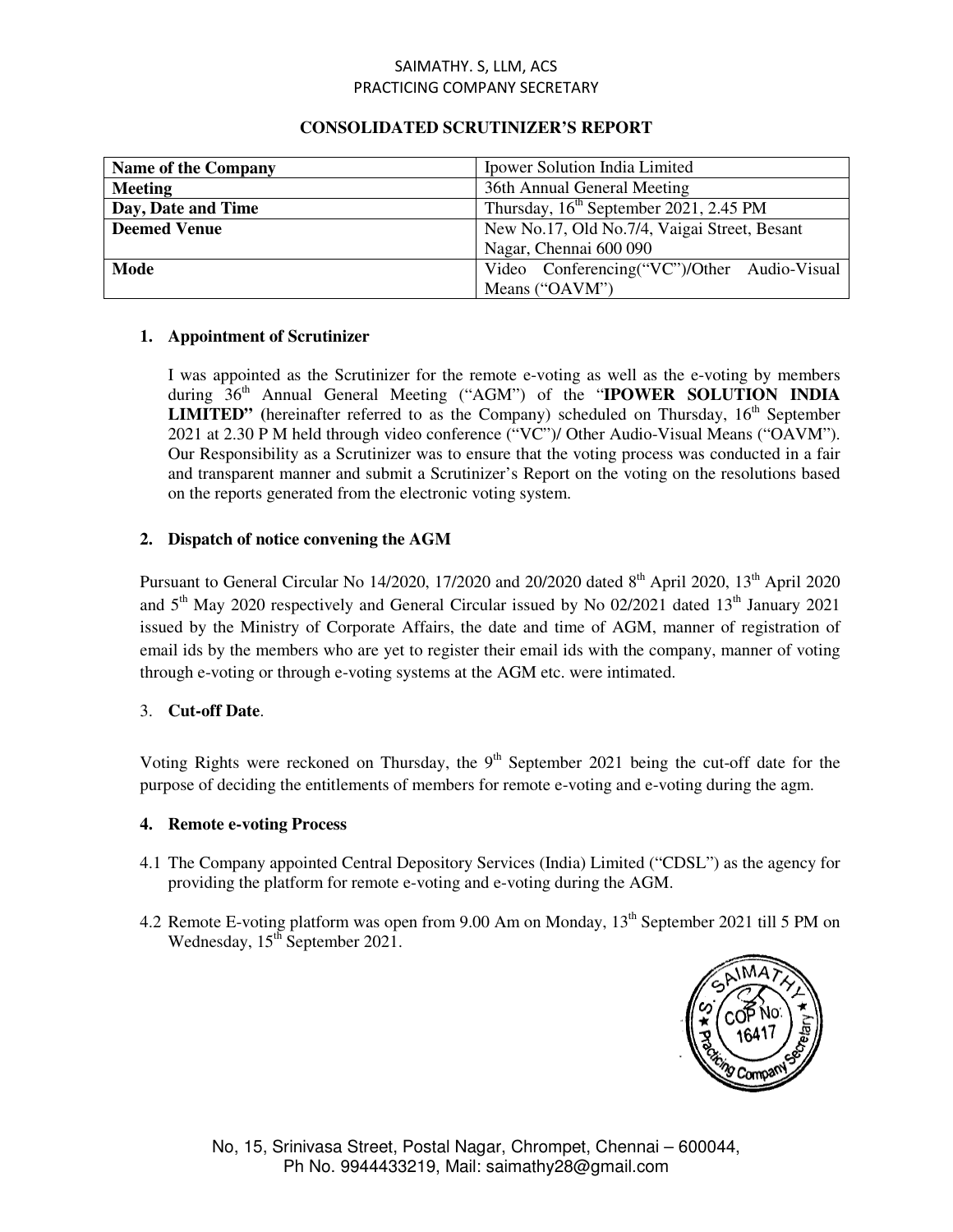SAIMATHY. S, LLM, ACS
PRACTICING COMPANY SECRETARY

## CONSOLIDATED SCRUTINIZER'S REPORT

| **Name of the Company** | Ipower Solution India Limited |
|---|---|
| **Meeting** | 36th Annual General Meeting |
| **Day, Date and Time** | Thursday, 16th September 2021, 2.45 PM |
| **Deemed Venue** | New No.17, Old No.7/4, Vaigai Street, Besant Nagar, Chennai 600 090 |
| **Mode** | Video Conferencing("VC")/Other Audio-Visual Means ("OAVM") |

### 1. Appointment of Scrutinizer

I was appointed as the Scrutinizer for the remote e-voting as well as the e-voting by members during 36th Annual General Meeting ("AGM") of the "**IPOWER SOLUTION INDIA LIMITED"** (hereinafter referred to as the Company) scheduled on Thursday, 16th September 2021 at 2.30 P M held through video conference ("VC")/ Other Audio-Visual Means ("OAVM"). Our Responsibility as a Scrutinizer was to ensure that the voting process was conducted in a fair and transparent manner and submit a Scrutinizer's Report on the voting on the resolutions based on the reports generated from the electronic voting system.

### 2. Dispatch of notice convening the AGM

Pursuant to General Circular No 14/2020, 17/2020 and 20/2020 dated 8th April 2020, 13th April 2020 and 5th May 2020 respectively and General Circular issued by No 02/2021 dated 13th January 2021 issued by the Ministry of Corporate Affairs, the date and time of AGM, manner of registration of email ids by the members who are yet to register their email ids with the company, manner of voting through e-voting or through e-voting systems at the AGM etc. were intimated.

### 3. Cut-off Date.

Voting Rights were reckoned on Thursday, the 9th September 2021 being the cut-off date for the purpose of deciding the entitlements of members for remote e-voting and e-voting during the agm.

### 4. Remote e-voting Process

4.1 The Company appointed Central Depository Services (India) Limited ("CDSL") as the agency for providing the platform for remote e-voting and e-voting during the AGM.

4.2 Remote E-voting platform was open from 9.00 Am on Monday, 13th September 2021 till 5 PM on Wednesday, 15th September 2021.

No, 15, Srinivasa Street, Postal Nagar, Chrompet, Chennai – 600044,
Ph No. 9944433219, Mail: saimathy28@gmail.com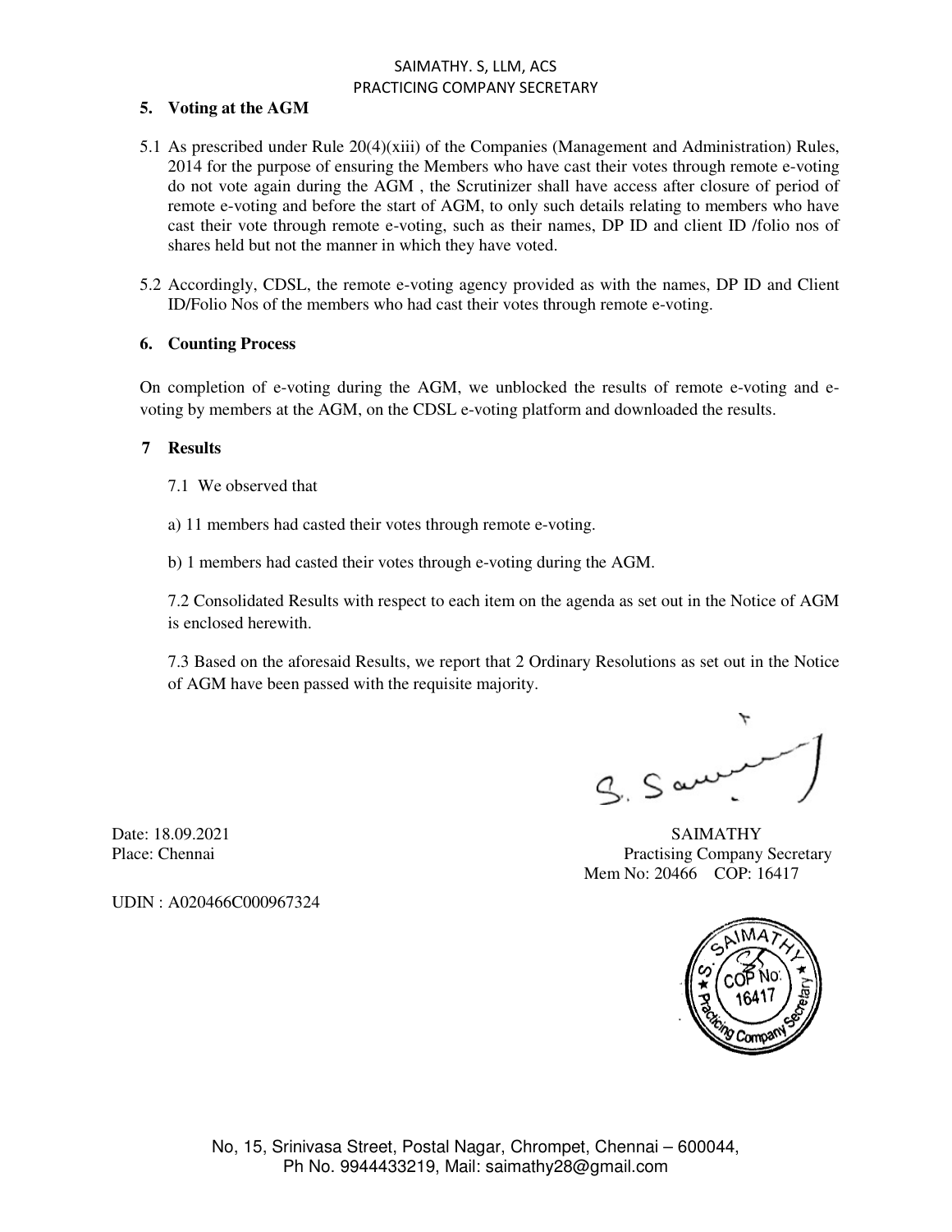## 5. Voting at the AGM

5.1 As prescribed under Rule 20(4)(xiii) of the Companies (Management and Administration) Rules, 2014 for the purpose of ensuring the Members who have cast their votes through remote e-voting do not vote again during the AGM , the Scrutinizer shall have access after closure of period of remote e-voting and before the start of AGM, to only such details relating to members who have cast their vote through remote e-voting, such as their names, DP ID and client ID /folio nos of shares held but not the manner in which they have voted.

5.2 Accordingly, CDSL, the remote e-voting agency provided as with the names, DP ID and Client ID/Folio Nos of the members who had cast their votes through remote e-voting.

## 6. Counting Process

On completion of e-voting during the AGM, we unblocked the results of remote e-voting and e-voting by members at the AGM, on the CDSL e-voting platform and downloaded the results.

## 7 Results

7.1 We observed that

a) 11 members had casted their votes through remote e-voting.

b) 1 members had casted their votes through e-voting during the AGM.

7.2 Consolidated Results with respect to each item on the agenda as set out in the Notice of AGM is enclosed herewith.

7.3 Based on the aforesaid Results, we report that 2 Ordinary Resolutions as set out in the Notice of AGM have been passed with the requisite majority.

Date: 18.09.2021
Place: Chennai

SAIMATHY
Practising Company Secretary
Mem No: 20466 COP: 16417

UDIN : A020466C000967324

No, 15, Srinivasa Street, Postal Nagar, Chrompet, Chennai – 600044,
Ph No. 9944433219, Mail: saimathy28@gmail.com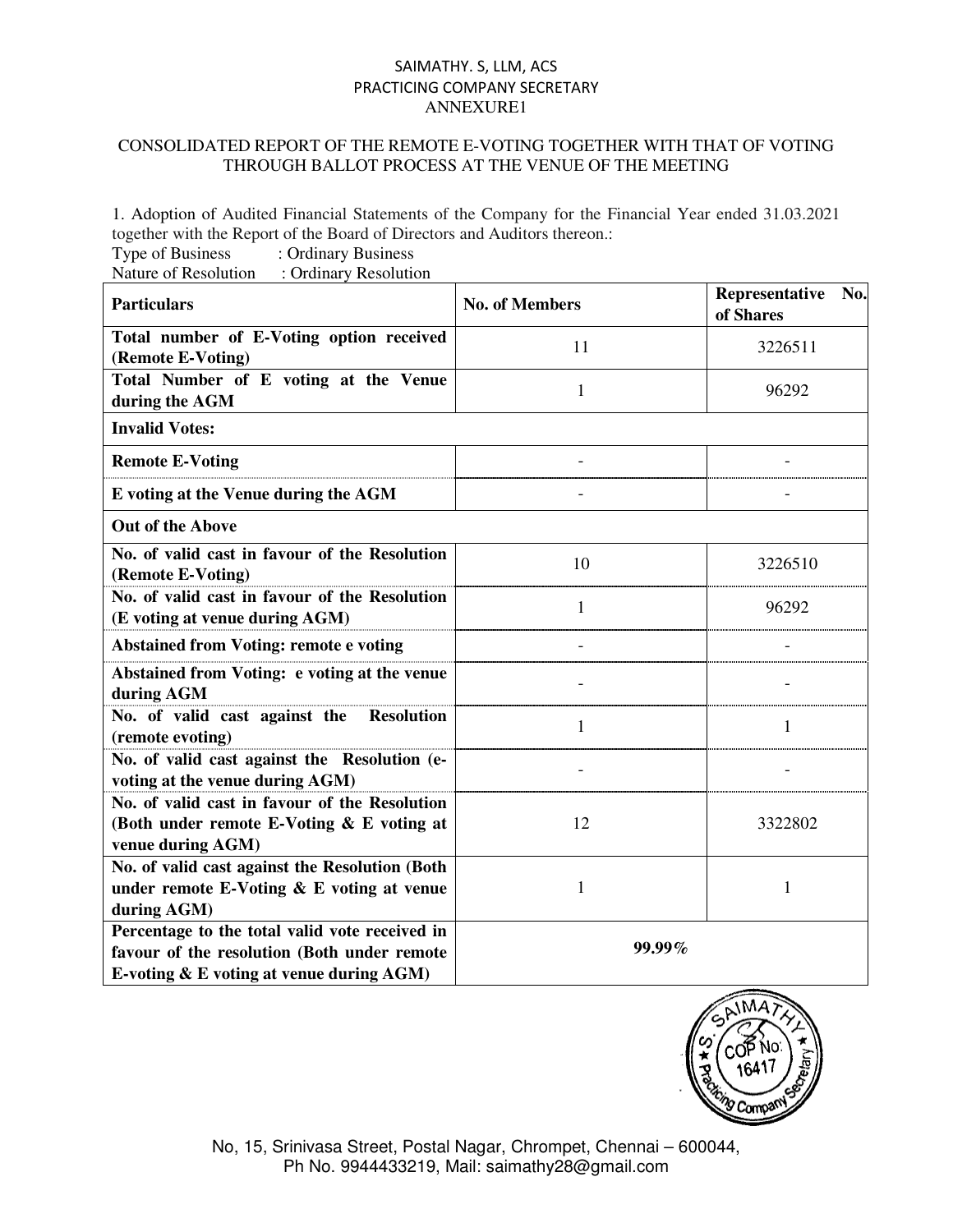SAIMATHY. S, LLM, ACS
PRACTICING COMPANY SECRETARY
ANNEXURE1

CONSOLIDATED REPORT OF THE REMOTE E-VOTING TOGETHER WITH THAT OF VOTING THROUGH BALLOT PROCESS AT THE VENUE OF THE MEETING

1. Adoption of Audited Financial Statements of the Company for the Financial Year ended 31.03.2021 together with the Report of the Board of Directors and Auditors thereon.:

Type of Business : Ordinary Business
Nature of Resolution : Ordinary Resolution

| Particulars | No. of Members | Representative No. of Shares |
|---|---|---|
| **Total number of E-Voting option received (Remote E-Voting)** | 11 | 3226511 |
| **Total Number of E voting at the Venue during the AGM** | 1 | 96292 |
| **Invalid Votes:** | | |
| **Remote E-Voting** | - | - |
| **E voting at the Venue during the AGM** | - | - |
| **Out of the Above** | | |
| **No. of valid cast in favour of the Resolution (Remote E-Voting)** | 10 | 3226510 |
| **No. of valid cast in favour of the Resolution (E voting at venue during AGM)** | 1 | 96292 |
| **Abstained from Voting: remote e voting** | - | - |
| **Abstained from Voting: e voting at the venue during AGM** | - | - |
| **No. of valid cast against the Resolution (remote evoting)** | 1 | 1 |
| **No. of valid cast against the Resolution (e-voting at the venue during AGM)** | - | - |
| **No. of valid cast in favour of the Resolution (Both under remote E-Voting & E voting at venue during AGM)** | 12 | 3322802 |
| **No. of valid cast against the Resolution (Both under remote E-Voting & E voting at venue during AGM)** | 1 | 1 |
| **Percentage to the total valid vote received in favour of the resolution (Both under remote E-voting & E voting at venue during AGM)** | **99.99%** | |

S. SAIMATHY ★ Practicing Company Secretary ★ COP No: 16417

No, 15, Srinivasa Street, Postal Nagar, Chrompet, Chennai – 600044,
Ph No. 9944433219, Mail: saimathy28@gmail.com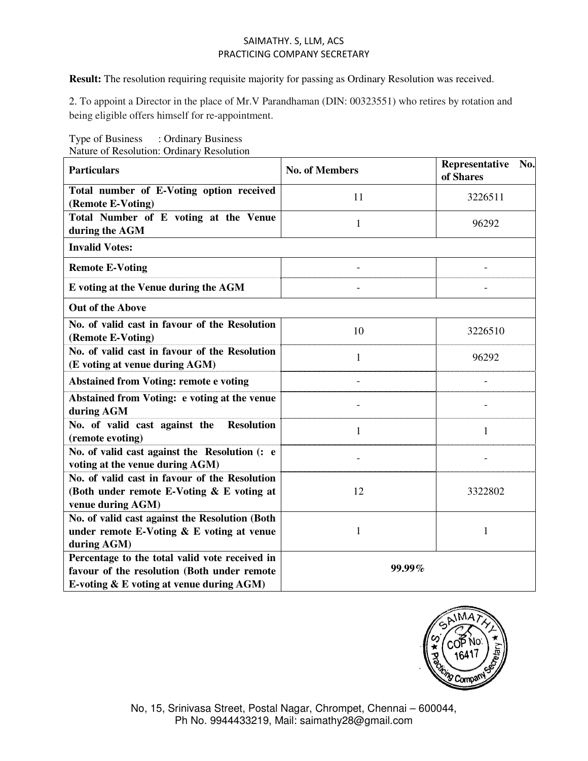**Result:** The resolution requiring requisite majority for passing as Ordinary Resolution was received.

2. To appoint a Director in the place of Mr.V Parandhaman (DIN: 00323551) who retires by rotation and being eligible offers himself for re-appointment.

Type of Business : Ordinary Business
Nature of Resolution: Ordinary Resolution

| Particulars | No. of Members | Representative No. of Shares |
|---|---|---|
| **Total number of E-Voting option received (Remote E-Voting)** | 11 | 3226511 |
| **Total Number of E voting at the Venue during the AGM** | 1 | 96292 |
| **Invalid Votes:** | | |
| **Remote E-Voting** | - | - |
| **E voting at the Venue during the AGM** | - | - |
| **Out of the Above** | | |
| **No. of valid cast in favour of the Resolution (Remote E-Voting)** | 10 | 3226510 |
| **No. of valid cast in favour of the Resolution (E voting at venue during AGM)** | 1 | 96292 |
| **Abstained from Voting: remote e voting** | - | - |
| **Abstained from Voting: e voting at the venue during AGM** | - | - |
| **No. of valid cast against the Resolution (remote evoting)** | 1 | 1 |
| **No. of valid cast against the Resolution (: e voting at the venue during AGM)** | - | - |
| **No. of valid cast in favour of the Resolution (Both under remote E-Voting & E voting at venue during AGM)** | 12 | 3322802 |
| **No. of valid cast against the Resolution (Both under remote E-Voting & E voting at venue during AGM)** | 1 | 1 |
| **Percentage to the total valid vote received in favour of the resolution (Both under remote E-voting & E voting at venue during AGM)** | **99.99%** | |

S. SAIMATHY
COP No: 16417
Practicing Company Secretary

No, 15, Srinivasa Street, Postal Nagar, Chrompet, Chennai – 600044,
Ph No. 9944433219, Mail: saimathy28@gmail.com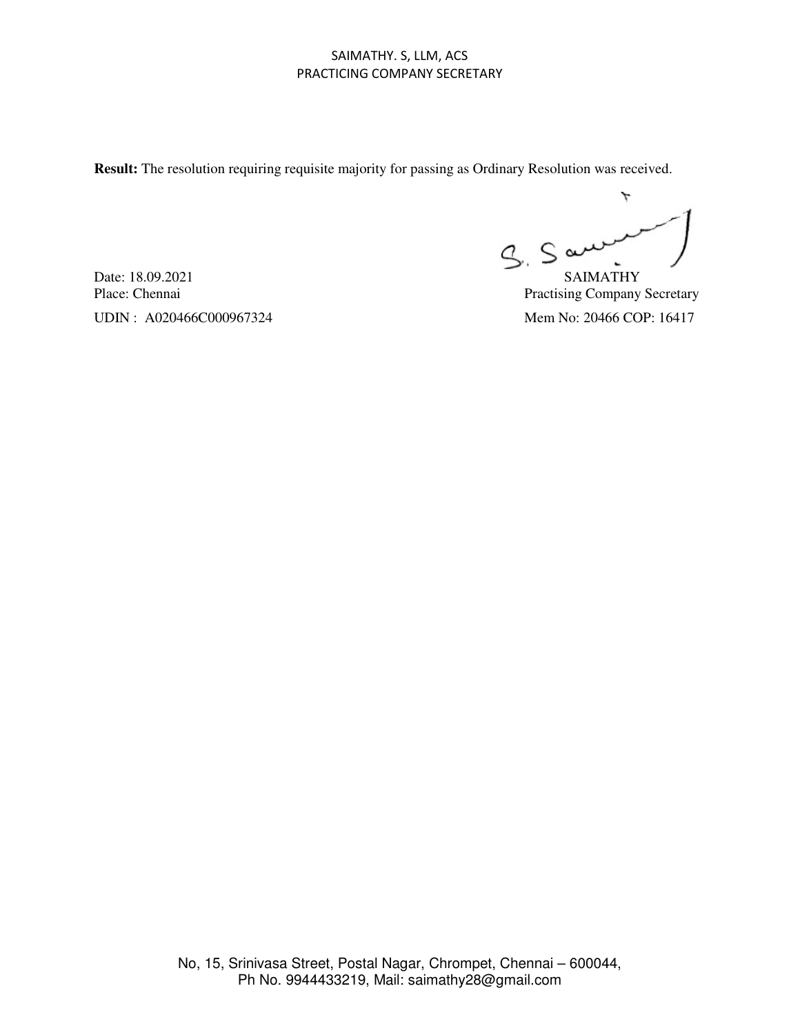**Result:** The resolution requiring requisite majority for passing as Ordinary Resolution was received.

Date: 18.09.2021

Place: Chennai

UDIN : A020466C000967324

SAIMATHY

Practising Company Secretary

Mem No: 20466 COP: 16417